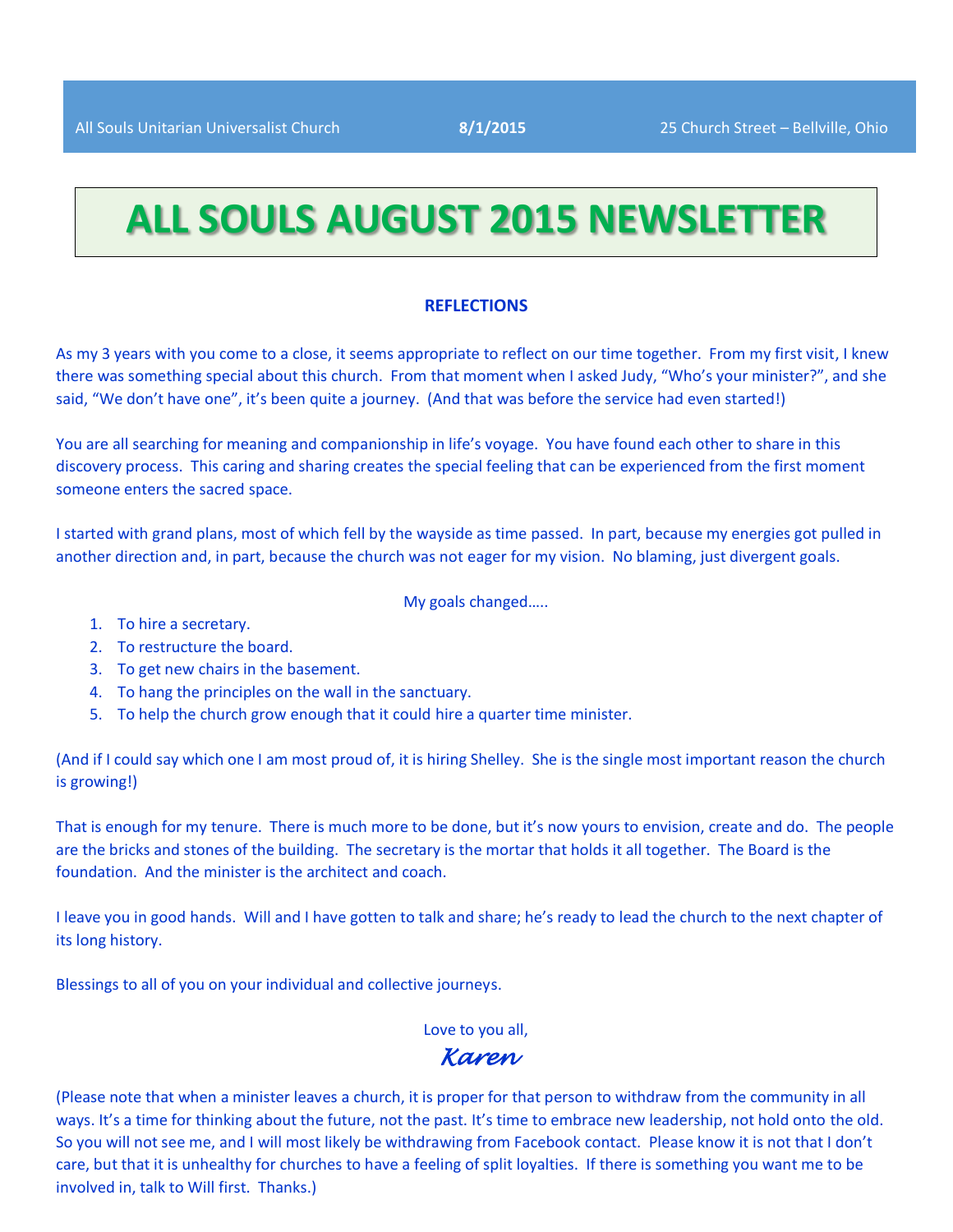All Souls Unitarian Universalist Church **8/1/2015** 25 Church Street – Bellville, Ohio

# ALL SOULS AUGUST 2015 NEWSLETTER

## REFLECTIONS

As my 3 years with you come to a close, it seems appropriate to reflect on our time together. From my first visit, I knew there was something special about this church. From that moment when I asked Judy, "Who's your minister?", and she said, "We don't have one", it's been quite a journey. (And that was before the service had even started!)

You are all searching for meaning and companionship in life's voyage. You have found each other to share in this discovery process. This caring and sharing creates the special feeling that can be experienced from the first moment someone enters the sacred space.

I started with grand plans, most of which fell by the wayside as time passed. In part, because my energies got pulled in another direction and, in part, because the church was not eager for my vision. No blaming, just divergent goals.

My goals changed…..

1. To hire a secretary.
2. To restructure the board.
3. To get new chairs in the basement.
4. To hang the principles on the wall in the sanctuary.
5. To help the church grow enough that it could hire a quarter time minister.

(And if I could say which one I am most proud of, it is hiring Shelley. She is the single most important reason the church is growing!)

That is enough for my tenure. There is much more to be done, but it's now yours to envision, create and do. The people are the bricks and stones of the building. The secretary is the mortar that holds it all together. The Board is the foundation. And the minister is the architect and coach.

I leave you in good hands. Will and I have gotten to talk and share; he's ready to lead the church to the next chapter of its long history.

Blessings to all of you on your individual and collective journeys.

Love to you all,

*Karen*

(Please note that when a minister leaves a church, it is proper for that person to withdraw from the community in all ways. It's a time for thinking about the future, not the past. It's time to embrace new leadership, not hold onto the old. So you will not see me, and I will most likely be withdrawing from Facebook contact. Please know it is not that I don't care, but that it is unhealthy for churches to have a feeling of split loyalties. If there is something you want me to be involved in, talk to Will first. Thanks.)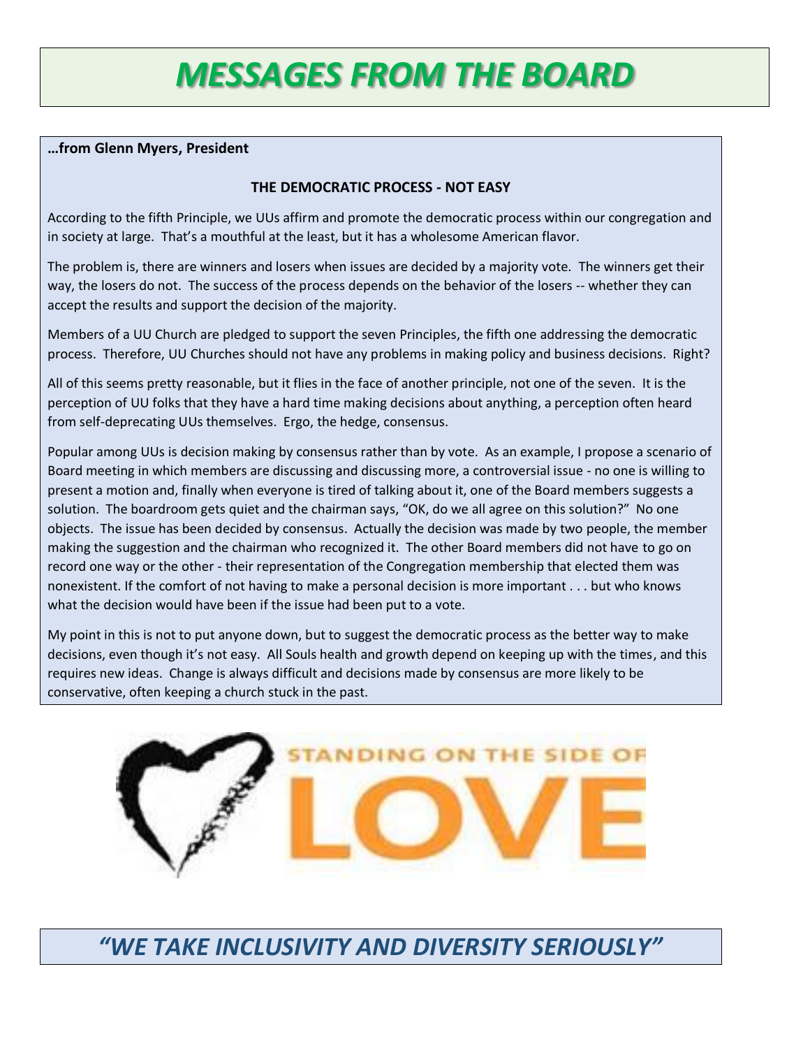# *MESSAGES FROM THE BOARD*

**…from Glenn Myers, President**

**THE DEMOCRATIC PROCESS - NOT EASY**

According to the fifth Principle, we UUs affirm and promote the democratic process within our congregation and in society at large. That's a mouthful at the least, but it has a wholesome American flavor.

The problem is, there are winners and losers when issues are decided by a majority vote. The winners get their way, the losers do not. The success of the process depends on the behavior of the losers -- whether they can accept the results and support the decision of the majority.

Members of a UU Church are pledged to support the seven Principles, the fifth one addressing the democratic process. Therefore, UU Churches should not have any problems in making policy and business decisions. Right?

All of this seems pretty reasonable, but it flies in the face of another principle, not one of the seven. It is the perception of UU folks that they have a hard time making decisions about anything, a perception often heard from self-deprecating UUs themselves. Ergo, the hedge, consensus.

Popular among UUs is decision making by consensus rather than by vote. As an example, I propose a scenario of Board meeting in which members are discussing and discussing more, a controversial issue - no one is willing to present a motion and, finally when everyone is tired of talking about it, one of the Board members suggests a solution. The boardroom gets quiet and the chairman says, "OK, do we all agree on this solution?" No one objects. The issue has been decided by consensus. Actually the decision was made by two people, the member making the suggestion and the chairman who recognized it. The other Board members did not have to go on record one way or the other - their representation of the Congregation membership that elected them was nonexistent. If the comfort of not having to make a personal decision is more important . . . but who knows what the decision would have been if the issue had been put to a vote.

My point in this is not to put anyone down, but to suggest the democratic process as the better way to make decisions, even though it's not easy. All Souls health and growth depend on keeping up with the times, and this requires new ideas. Change is always difficult and decisions made by consensus are more likely to be conservative, often keeping a church stuck in the past.

STANDING ON THE SIDE OF LOVE

## *"WE TAKE INCLUSIVITY AND DIVERSITY SERIOUSLY"*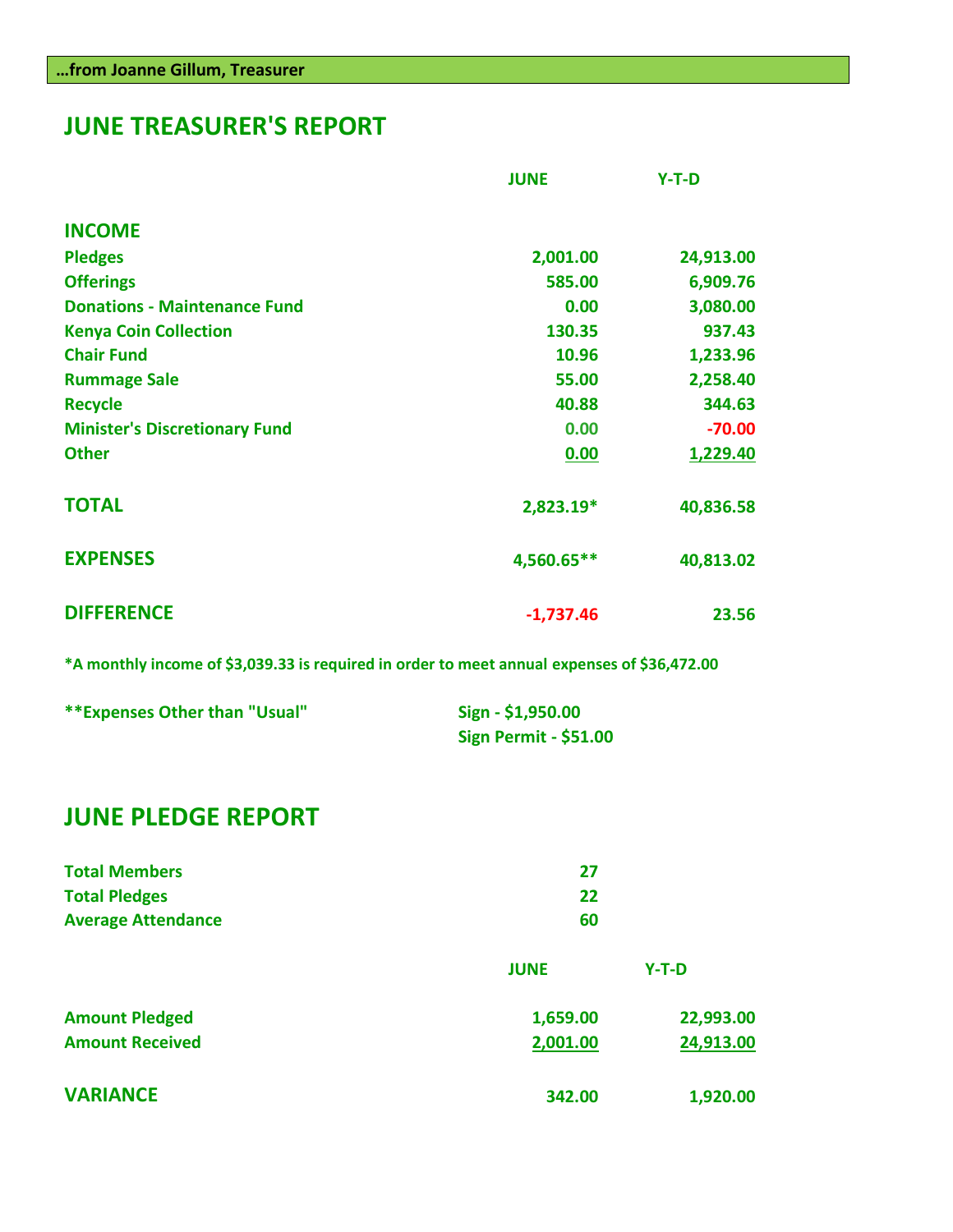**…from Joanne Gillum, Treasurer**

## JUNE TREASURER'S REPORT

| | JUNE | Y-T-D |
|---|---|---|
| **INCOME** | | |
| Pledges | 2,001.00 | 24,913.00 |
| Offerings | 585.00 | 6,909.76 |
| Donations - Maintenance Fund | 0.00 | 3,080.00 |
| Kenya Coin Collection | 130.35 | 937.43 |
| Chair Fund | 10.96 | 1,233.96 |
| Rummage Sale | 55.00 | 2,258.40 |
| Recycle | 40.88 | 344.63 |
| Minister's Discretionary Fund | 0.00 | -70.00 |
| Other | 0.00 | 1,229.40 |
| **TOTAL** | 2,823.19* | 40,836.58 |
| **EXPENSES** | 4,560.65** | 40,813.02 |
| **DIFFERENCE** | -1,737.46 | 23.56 |

*A monthly income of $3,039.33 is required in order to meet annual expenses of $36,472.00

**Expenses Other than "Usual"

- Sign - $1,950.00
- Sign Permit - $51.00

## JUNE PLEDGE REPORT

| | |
|---|---|
| Total Members | 27 |
| Total Pledges | 22 |
| Average Attendance | 60 |

| | JUNE | Y-T-D |
|---|---|---|
| Amount Pledged | 1,659.00 | 22,993.00 |
| Amount Received | 2,001.00 | 24,913.00 |
| **VARIANCE** | 342.00 | 1,920.00 |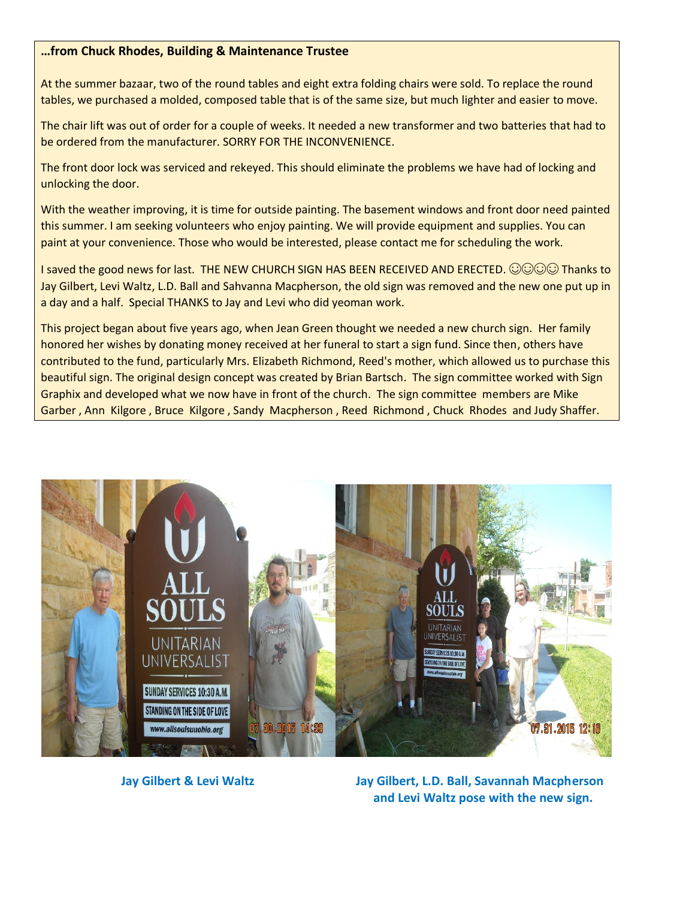**…from Chuck Rhodes, Building & Maintenance Trustee**

At the summer bazaar, two of the round tables and eight extra folding chairs were sold. To replace the round tables, we purchased a molded, composed table that is of the same size, but much lighter and easier to move.

The chair lift was out of order for a couple of weeks. It needed a new transformer and two batteries that had to be ordered from the manufacturer. SORRY FOR THE INCONVENIENCE.

The front door lock was serviced and rekeyed. This should eliminate the problems we have had of locking and unlocking the door.

With the weather improving, it is time for outside painting. The basement windows and front door need painted this summer. I am seeking volunteers who enjoy painting. We will provide equipment and supplies. You can paint at your convenience. Those who would be interested, please contact me for scheduling the work.

I saved the good news for last. THE NEW CHURCH SIGN HAS BEEN RECEIVED AND ERECTED. ☺☺☺☺ Thanks to Jay Gilbert, Levi Waltz, L.D. Ball and Sahvanna Macpherson, the old sign was removed and the new one put up in a day and a half. Special THANKS to Jay and Levi who did yeoman work.

This project began about five years ago, when Jean Green thought we needed a new church sign. Her family honored her wishes by donating money received at her funeral to start a sign fund. Since then, others have contributed to the fund, particularly Mrs. Elizabeth Richmond, Reed's mother, which allowed us to purchase this beautiful sign. The original design concept was created by Brian Bartsch. The sign committee worked with Sign Graphix and developed what we now have in front of the church. The sign committee members are Mike Garber, Ann Kilgore, Bruce Kilgore, Sandy Macpherson, Reed Richmond, Chuck Rhodes and Judy Shaffer.

**Jay Gilbert & Levi Waltz**

**Jay Gilbert, L.D. Ball, Savannah Macpherson and Levi Waltz pose with the new sign.**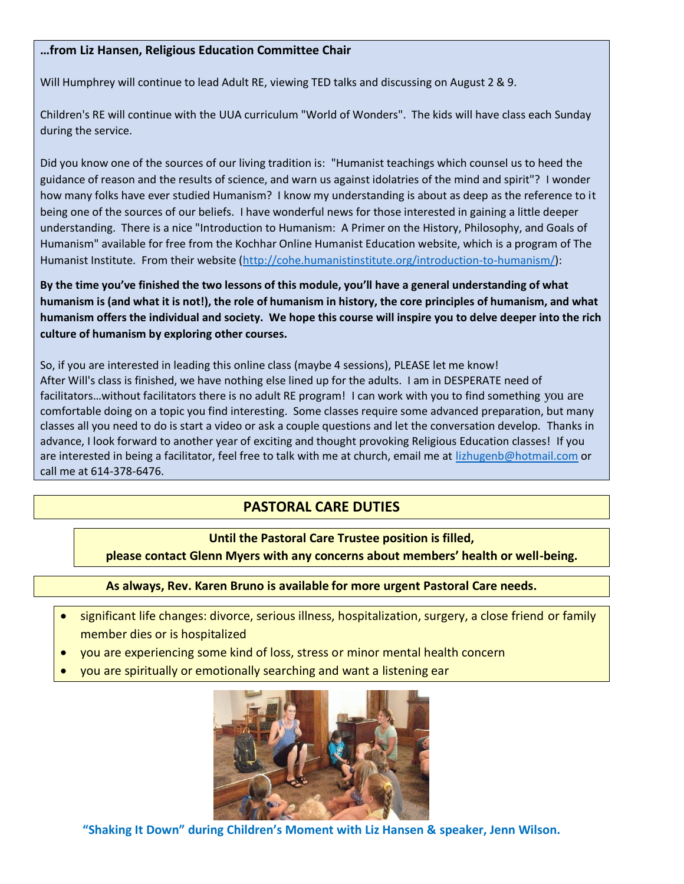**…from Liz Hansen, Religious Education Committee Chair**

Will Humphrey will continue to lead Adult RE, viewing TED talks and discussing on August 2 & 9.

Children's RE will continue with the UUA curriculum "World of Wonders". The kids will have class each Sunday during the service.

Did you know one of the sources of our living tradition is: "Humanist teachings which counsel us to heed the guidance of reason and the results of science, and warn us against idolatries of the mind and spirit"? I wonder how many folks have ever studied Humanism? I know my understanding is about as deep as the reference to it being one of the sources of our beliefs. I have wonderful news for those interested in gaining a little deeper understanding. There is a nice "Introduction to Humanism: A Primer on the History, Philosophy, and Goals of Humanism" available for free from the Kochhar Online Humanist Education website, which is a program of The Humanist Institute. From their website (http://cohe.humanistinstitute.org/introduction-to-humanism/):

**By the time you've finished the two lessons of this module, you'll have a general understanding of what humanism is (and what it is not!), the role of humanism in history, the core principles of humanism, and what humanism offers the individual and society. We hope this course will inspire you to delve deeper into the rich culture of humanism by exploring other courses.**

So, if you are interested in leading this online class (maybe 4 sessions), PLEASE let me know!
After Will's class is finished, we have nothing else lined up for the adults. I am in DESPERATE need of facilitators…without facilitators there is no adult RE program! I can work with you to find something you are comfortable doing on a topic you find interesting. Some classes require some advanced preparation, but many classes all you need to do is start a video or ask a couple questions and let the conversation develop. Thanks in advance, I look forward to another year of exciting and thought provoking Religious Education classes! If you are interested in being a facilitator, feel free to talk with me at church, email me at lizhugenb@hotmail.com or call me at 614-378-6476.

## PASTORAL CARE DUTIES

**Until the Pastoral Care Trustee position is filled,**
**please contact Glenn Myers with any concerns about members' health or well-being.**

**As always, Rev. Karen Bruno is available for more urgent Pastoral Care needs.**

- significant life changes: divorce, serious illness, hospitalization, surgery, a close friend or family member dies or is hospitalized
- you are experiencing some kind of loss, stress or minor mental health concern
- you are spiritually or emotionally searching and want a listening ear

**"Shaking It Down" during Children's Moment with Liz Hansen & speaker, Jenn Wilson.**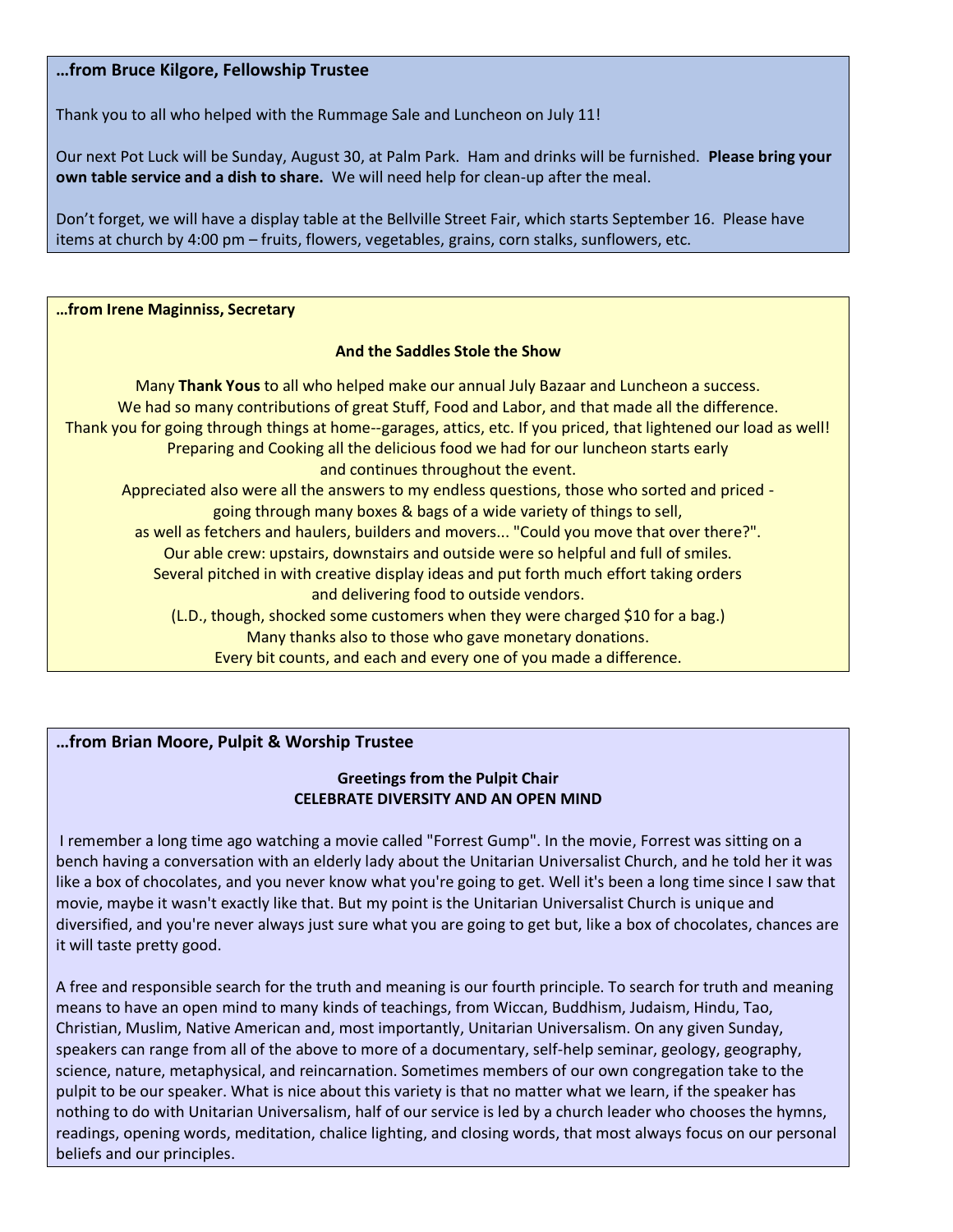### …from Bruce Kilgore, Fellowship Trustee

Thank you to all who helped with the Rummage Sale and Luncheon on July 11!

Our next Pot Luck will be Sunday, August 30, at Palm Park. Ham and drinks will be furnished. **Please bring your own table service and a dish to share.** We will need help for clean-up after the meal.

Don't forget, we will have a display table at the Bellville Street Fair, which starts September 16. Please have items at church by 4:00 pm – fruits, flowers, vegetables, grains, corn stalks, sunflowers, etc.

### …from Irene Maginniss, Secretary

**And the Saddles Stole the Show**

Many **Thank Yous** to all who helped make our annual July Bazaar and Luncheon a success.
We had so many contributions of great Stuff, Food and Labor, and that made all the difference.
Thank you for going through things at home--garages, attics, etc. If you priced, that lightened our load as well!
Preparing and Cooking all the delicious food we had for our luncheon starts early
and continues throughout the event.
Appreciated also were all the answers to my endless questions, those who sorted and priced -
going through many boxes & bags of a wide variety of things to sell,
as well as fetchers and haulers, builders and movers... "Could you move that over there?".
Our able crew: upstairs, downstairs and outside were so helpful and full of smiles.
Several pitched in with creative display ideas and put forth much effort taking orders
and delivering food to outside vendors.
(L.D., though, shocked some customers when they were charged $10 for a bag.)
Many thanks also to those who gave monetary donations.
Every bit counts, and each and every one of you made a difference.

### …from Brian Moore, Pulpit & Worship Trustee

**Greetings from the Pulpit Chair**
**CELEBRATE DIVERSITY AND AN OPEN MIND**

I remember a long time ago watching a movie called "Forrest Gump". In the movie, Forrest was sitting on a bench having a conversation with an elderly lady about the Unitarian Universalist Church, and he told her it was like a box of chocolates, and you never know what you're going to get. Well it's been a long time since I saw that movie, maybe it wasn't exactly like that. But my point is the Unitarian Universalist Church is unique and diversified, and you're never always just sure what you are going to get but, like a box of chocolates, chances are it will taste pretty good.

A free and responsible search for the truth and meaning is our fourth principle. To search for truth and meaning means to have an open mind to many kinds of teachings, from Wiccan, Buddhism, Judaism, Hindu, Tao, Christian, Muslim, Native American and, most importantly, Unitarian Universalism. On any given Sunday, speakers can range from all of the above to more of a documentary, self-help seminar, geology, geography, science, nature, metaphysical, and reincarnation. Sometimes members of our own congregation take to the pulpit to be our speaker. What is nice about this variety is that no matter what we learn, if the speaker has nothing to do with Unitarian Universalism, half of our service is led by a church leader who chooses the hymns, readings, opening words, meditation, chalice lighting, and closing words, that most always focus on our personal beliefs and our principles.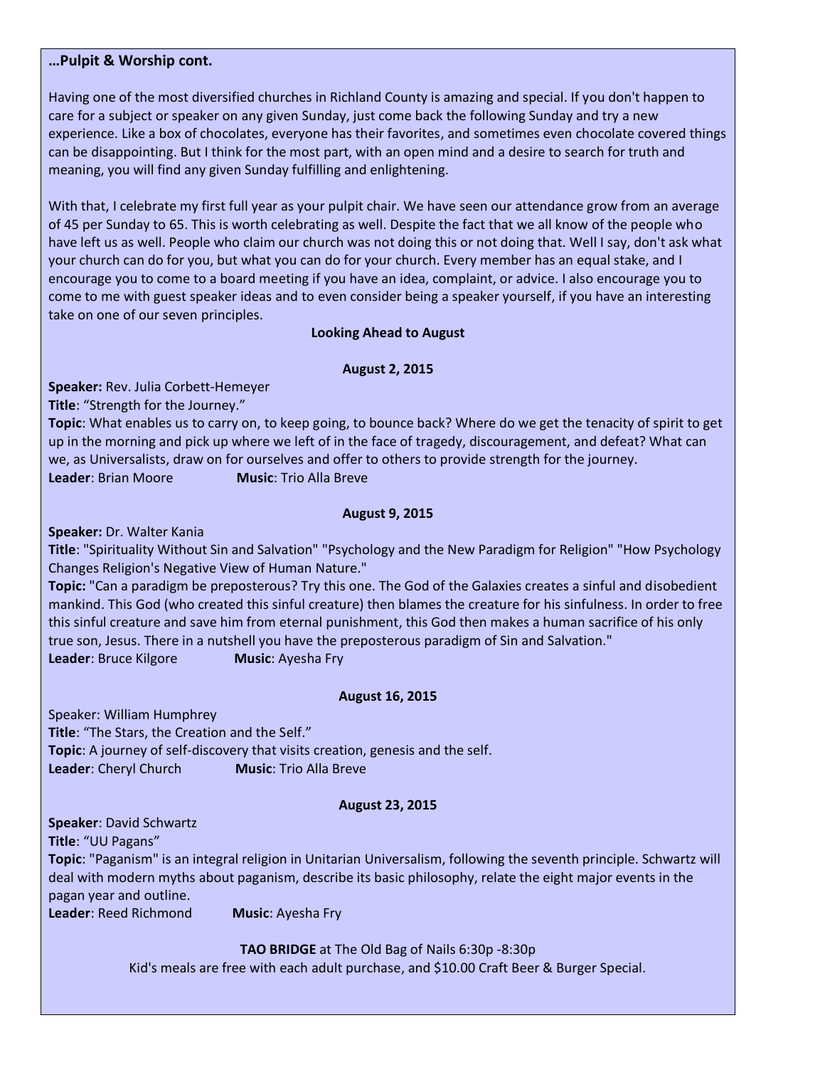**…Pulpit & Worship cont.**

Having one of the most diversified churches in Richland County is amazing and special. If you don't happen to care for a subject or speaker on any given Sunday, just come back the following Sunday and try a new experience. Like a box of chocolates, everyone has their favorites, and sometimes even chocolate covered things can be disappointing. But I think for the most part, with an open mind and a desire to search for truth and meaning, you will find any given Sunday fulfilling and enlightening.

With that, I celebrate my first full year as your pulpit chair. We have seen our attendance grow from an average of 45 per Sunday to 65. This is worth celebrating as well. Despite the fact that we all know of the people who have left us as well. People who claim our church was not doing this or not doing that. Well I say, don't ask what your church can do for you, but what you can do for your church. Every member has an equal stake, and I encourage you to come to a board meeting if you have an idea, complaint, or advice. I also encourage you to come to me with guest speaker ideas and to even consider being a speaker yourself, if you have an interesting take on one of our seven principles.

**Looking Ahead to August**

**August 2, 2015**

**Speaker:** Rev. Julia Corbett-Hemeyer
**Title**: "Strength for the Journey."
**Topic**: What enables us to carry on, to keep going, to bounce back? Where do we get the tenacity of spirit to get up in the morning and pick up where we left of in the face of tragedy, discouragement, and defeat? What can we, as Universalists, draw on for ourselves and offer to others to provide strength for the journey.
**Leader**: Brian Moore **Music**: Trio Alla Breve

**August 9, 2015**

**Speaker:** Dr. Walter Kania
**Title**: "Spirituality Without Sin and Salvation" "Psychology and the New Paradigm for Religion" "How Psychology Changes Religion's Negative View of Human Nature."
**Topic:** "Can a paradigm be preposterous? Try this one. The God of the Galaxies creates a sinful and disobedient mankind. This God (who created this sinful creature) then blames the creature for his sinfulness. In order to free this sinful creature and save him from eternal punishment, this God then makes a human sacrifice of his only true son, Jesus. There in a nutshell you have the preposterous paradigm of Sin and Salvation."
**Leader**: Bruce Kilgore **Music**: Ayesha Fry

**August 16, 2015**

Speaker: William Humphrey
**Title**: "The Stars, the Creation and the Self."
**Topic**: A journey of self-discovery that visits creation, genesis and the self.
**Leader**: Cheryl Church **Music**: Trio Alla Breve

**August 23, 2015**

**Speaker**: David Schwartz
**Title**: "UU Pagans"
**Topic**: "Paganism" is an integral religion in Unitarian Universalism, following the seventh principle. Schwartz will deal with modern myths about paganism, describe its basic philosophy, relate the eight major events in the pagan year and outline.
**Leader**: Reed Richmond **Music**: Ayesha Fry

**TAO BRIDGE** at The Old Bag of Nails 6:30p -8:30p
Kid's meals are free with each adult purchase, and $10.00 Craft Beer & Burger Special.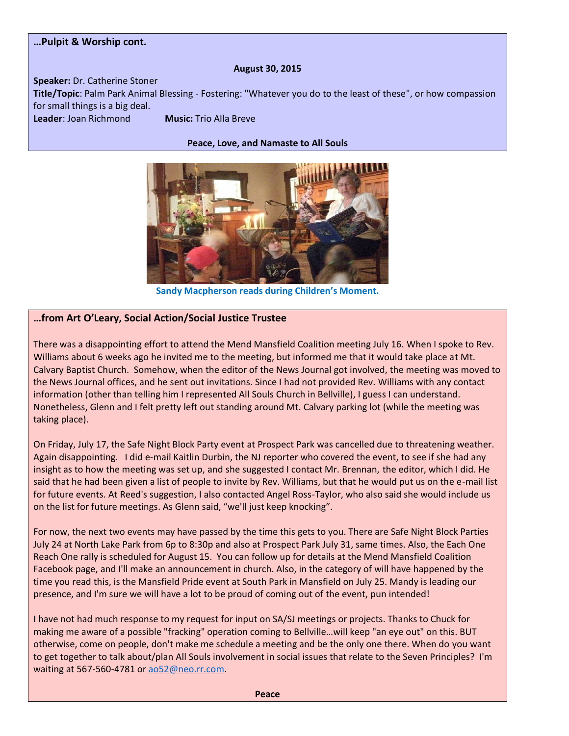## …Pulpit & Worship cont.

**August 30, 2015**

**Speaker:** Dr. Catherine Stoner
**Title/Topic**: Palm Park Animal Blessing - Fostering: "Whatever you do to the least of these", or how compassion for small things is a big deal.
**Leader**: Joan Richmond **Music:** Trio Alla Breve

**Peace, Love, and Namaste to All Souls**

**Sandy Macpherson reads during Children's Moment.**

## …from Art O'Leary, Social Action/Social Justice Trustee

There was a disappointing effort to attend the Mend Mansfield Coalition meeting July 16. When I spoke to Rev. Williams about 6 weeks ago he invited me to the meeting, but informed me that it would take place at Mt. Calvary Baptist Church. Somehow, when the editor of the News Journal got involved, the meeting was moved to the News Journal offices, and he sent out invitations. Since I had not provided Rev. Williams with any contact information (other than telling him I represented All Souls Church in Bellville), I guess I can understand. Nonetheless, Glenn and I felt pretty left out standing around Mt. Calvary parking lot (while the meeting was taking place).

On Friday, July 17, the Safe Night Block Party event at Prospect Park was cancelled due to threatening weather. Again disappointing. I did e-mail Kaitlin Durbin, the NJ reporter who covered the event, to see if she had any insight as to how the meeting was set up, and she suggested I contact Mr. Brennan, the editor, which I did. He said that he had been given a list of people to invite by Rev. Williams, but that he would put us on the e-mail list for future events. At Reed's suggestion, I also contacted Angel Ross-Taylor, who also said she would include us on the list for future meetings. As Glenn said, "we'll just keep knocking".

For now, the next two events may have passed by the time this gets to you. There are Safe Night Block Parties July 24 at North Lake Park from 6p to 8:30p and also at Prospect Park July 31, same times. Also, the Each One Reach One rally is scheduled for August 15. You can follow up for details at the Mend Mansfield Coalition Facebook page, and I'll make an announcement in church. Also, in the category of will have happened by the time you read this, is the Mansfield Pride event at South Park in Mansfield on July 25. Mandy is leading our presence, and I'm sure we will have a lot to be proud of coming out of the event, pun intended!

I have not had much response to my request for input on SA/SJ meetings or projects. Thanks to Chuck for making me aware of a possible "fracking" operation coming to Bellville…will keep "an eye out" on this. BUT otherwise, come on people, don't make me schedule a meeting and be the only one there. When do you want to get together to talk about/plan All Souls involvement in social issues that relate to the Seven Principles? I'm waiting at 567-560-4781 or ao52@neo.rr.com.

**Peace**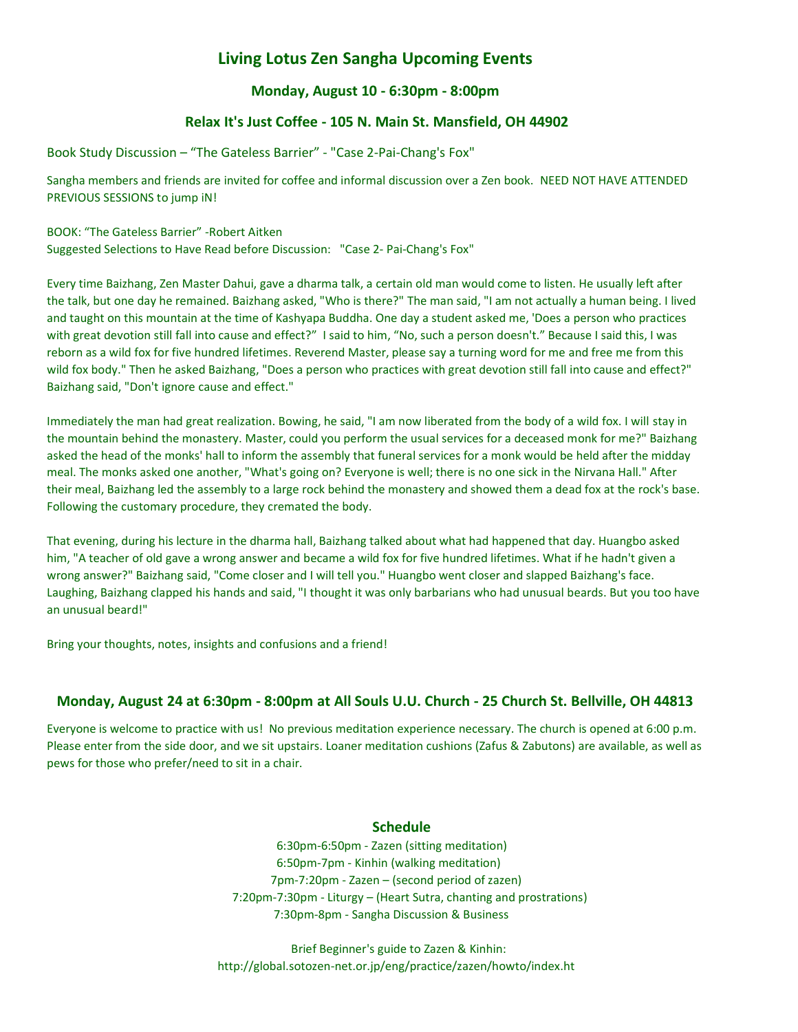# Living Lotus Zen Sangha Upcoming Events

### Monday, August 10 - 6:30pm - 8:00pm

### Relax It's Just Coffee - 105 N. Main St. Mansfield, OH 44902

Book Study Discussion – "The Gateless Barrier" - "Case 2-Pai-Chang's Fox"

Sangha members and friends are invited for coffee and informal discussion over a Zen book. NEED NOT HAVE ATTENDED PREVIOUS SESSIONS to jump iN!

BOOK: "The Gateless Barrier" -Robert Aitken
Suggested Selections to Have Read before Discussion: "Case 2- Pai-Chang's Fox"

Every time Baizhang, Zen Master Dahui, gave a dharma talk, a certain old man would come to listen. He usually left after the talk, but one day he remained. Baizhang asked, "Who is there?" The man said, "I am not actually a human being. I lived and taught on this mountain at the time of Kashyapa Buddha. One day a student asked me, 'Does a person who practices with great devotion still fall into cause and effect?" I said to him, "No, such a person doesn't." Because I said this, I was reborn as a wild fox for five hundred lifetimes. Reverend Master, please say a turning word for me and free me from this wild fox body." Then he asked Baizhang, "Does a person who practices with great devotion still fall into cause and effect?" Baizhang said, "Don't ignore cause and effect."

Immediately the man had great realization. Bowing, he said, "I am now liberated from the body of a wild fox. I will stay in the mountain behind the monastery. Master, could you perform the usual services for a deceased monk for me?" Baizhang asked the head of the monks' hall to inform the assembly that funeral services for a monk would be held after the midday meal. The monks asked one another, "What's going on? Everyone is well; there is no one sick in the Nirvana Hall." After their meal, Baizhang led the assembly to a large rock behind the monastery and showed them a dead fox at the rock's base. Following the customary procedure, they cremated the body.

That evening, during his lecture in the dharma hall, Baizhang talked about what had happened that day. Huangbo asked him, "A teacher of old gave a wrong answer and became a wild fox for five hundred lifetimes. What if he hadn't given a wrong answer?" Baizhang said, "Come closer and I will tell you." Huangbo went closer and slapped Baizhang's face. Laughing, Baizhang clapped his hands and said, "I thought it was only barbarians who had unusual beards. But you too have an unusual beard!"

Bring your thoughts, notes, insights and confusions and a friend!

### Monday, August 24 at 6:30pm - 8:00pm at All Souls U.U. Church - 25 Church St. Bellville, OH 44813

Everyone is welcome to practice with us! No previous meditation experience necessary. The church is opened at 6:00 p.m. Please enter from the side door, and we sit upstairs. Loaner meditation cushions (Zafus & Zabutons) are available, as well as pews for those who prefer/need to sit in a chair.

### Schedule

6:30pm-6:50pm - Zazen (sitting meditation)
6:50pm-7pm - Kinhin (walking meditation)
7pm-7:20pm - Zazen – (second period of zazen)
7:20pm-7:30pm - Liturgy – (Heart Sutra, chanting and prostrations)
7:30pm-8pm - Sangha Discussion & Business

Brief Beginner's guide to Zazen & Kinhin:
http://global.sotozen-net.or.jp/eng/practice/zazen/howto/index.ht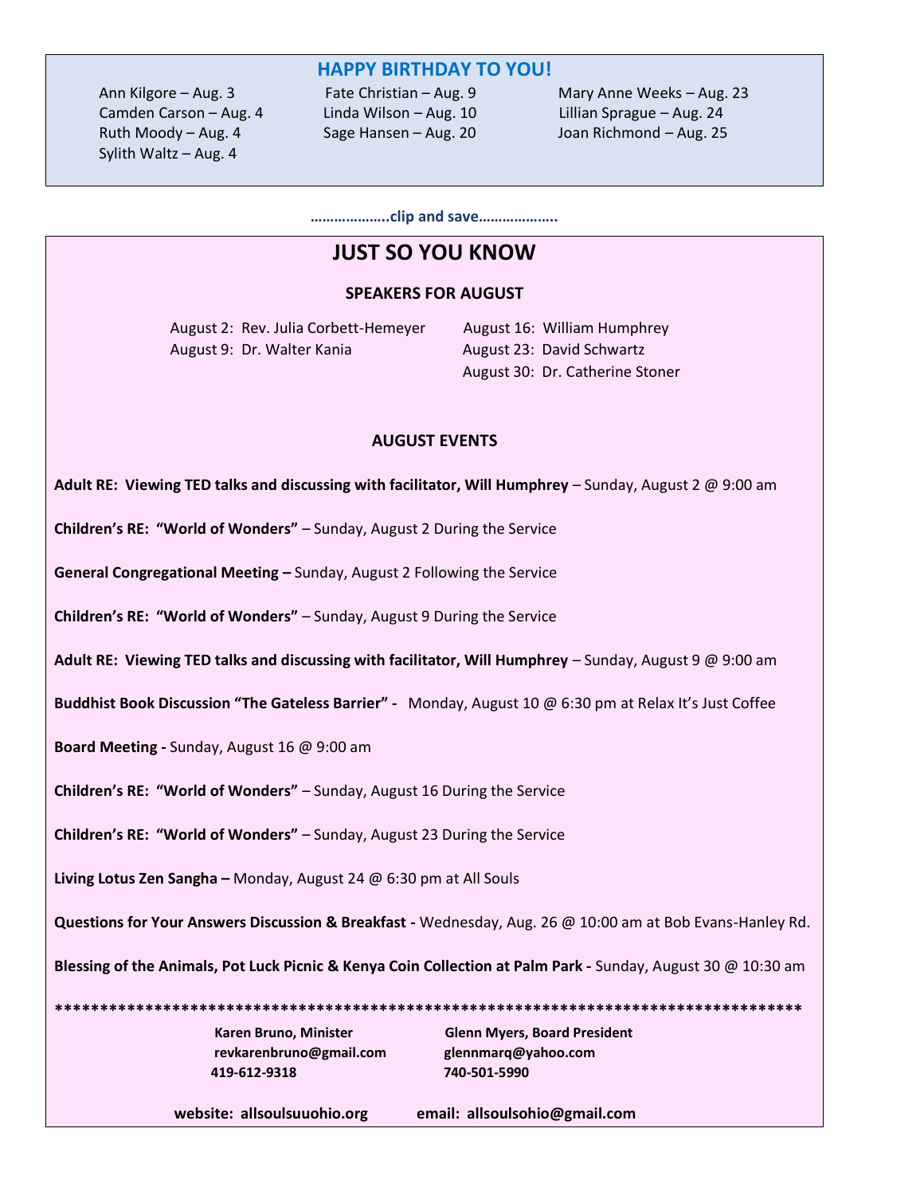## HAPPY BIRTHDAY TO YOU!

Ann Kilgore – Aug. 3
Camden Carson – Aug. 4
Ruth Moody – Aug. 4
Sylith Waltz – Aug. 4
Fate Christian – Aug. 9
Linda Wilson – Aug. 10
Sage Hansen – Aug. 20
Mary Anne Weeks – Aug. 23
Lillian Sprague – Aug. 24
Joan Richmond – Aug. 25

**………………..clip and save………………..**

# JUST SO YOU KNOW

### SPEAKERS FOR AUGUST

August 2: Rev. Julia Corbett-Hemeyer
August 9: Dr. Walter Kania
August 16: William Humphrey
August 23: David Schwartz
August 30: Dr. Catherine Stoner

### AUGUST EVENTS

**Adult RE: Viewing TED talks and discussing with facilitator, Will Humphrey** – Sunday, August 2 @ 9:00 am

**Children's RE: "World of Wonders"** – Sunday, August 2 During the Service

**General Congregational Meeting –** Sunday, August 2 Following the Service

**Children's RE: "World of Wonders"** – Sunday, August 9 During the Service

**Adult RE: Viewing TED talks and discussing with facilitator, Will Humphrey** – Sunday, August 9 @ 9:00 am

**Buddhist Book Discussion "The Gateless Barrier" -** Monday, August 10 @ 6:30 pm at Relax It's Just Coffee

**Board Meeting -** Sunday, August 16 @ 9:00 am

**Children's RE: "World of Wonders"** – Sunday, August 16 During the Service

**Children's RE: "World of Wonders"** – Sunday, August 23 During the Service

**Living Lotus Zen Sangha –** Monday, August 24 @ 6:30 pm at All Souls

**Questions for Your Answers Discussion & Breakfast -** Wednesday, Aug. 26 @ 10:00 am at Bob Evans-Hanley Rd.

**Blessing of the Animals, Pot Luck Picnic & Kenya Coin Collection at Palm Park -** Sunday, August 30 @ 10:30 am

************************************************************************************

**Karen Bruno, Minister**
**revkarenbruno@gmail.com**
**419-612-9318**

**Glenn Myers, Board President**
**glennmarq@yahoo.com**
**740-501-5990**

**website: allsoulsuuohio.org** **email: allsoulsohio@gmail.com**